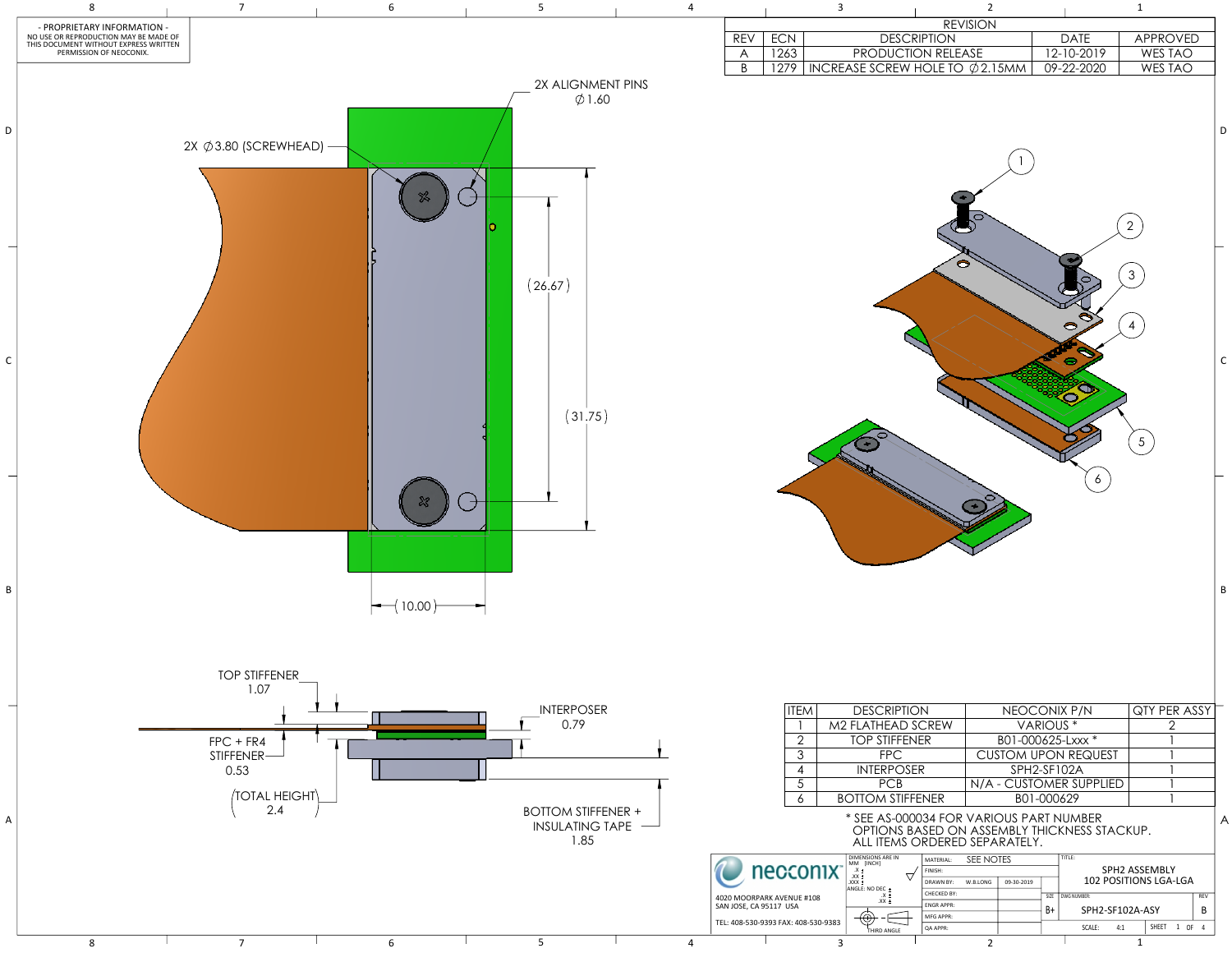- PROPRIETARY INFORMATION -
NO USE OR REPRODUCTION MAY BE MADE OF THIS DOCUMENT WITHOUT EXPRESS WRITTEN PERMISSION OF NEOCONIX.

| REVISION | | | | |
|---|---|---|---|---|
| REV | ECN | DESCRIPTION | DATE | APPROVED |
| A | 1263 | PRODUCTION RELEASE | 12-10-2019 | WES TAO |
| B | 1279 | INCREASE SCREW HOLE TO ∅2.15MM | 09-22-2020 | WES TAO |

2X ALIGNMENT PINS ∅1.60

2X ∅3.80 (SCREWHEAD)

(26.67)

(31.75)

(10.00)

TOP STIFFENER 1.07

FPC + FR4 STIFFENER 0.53

(TOTAL HEIGHT 2.4)

INTERPOSER 0.79

BOTTOM STIFFENER + INSULATING TAPE 1.85

| ITEM | DESCRIPTION | NEOCONIX P/N | QTY PER ASSY |
|---|---|---|---|
| 1 | M2 FLATHEAD SCREW | VARIOUS * | 2 |
| 2 | TOP STIFFENER | B01-000625-Lxxx * | 1 |
| 3 | FPC | CUSTOM UPON REQUEST | 1 |
| 4 | INTERPOSER | SPH2-SF102A | 1 |
| 5 | PCB | N/A - CUSTOMER SUPPLIED | 1 |
| 6 | BOTTOM STIFFENER | B01-000629 | 1 |

* SEE AS-000034 FOR VARIOUS PART NUMBER OPTIONS BASED ON ASSEMBLY THICKNESS STACKUP. ALL ITEMS ORDERED SEPARATELY.

neoconix
4020 MOORPARK AVENUE #108
SAN JOSE, CA 95117 USA
TEL: 408-530-9393 FAX: 408-530-9383

DIMENSIONS ARE IN MM [INCH]
THIRD ANGLE

MATERIAL: SEE NOTES
FINISH:
DRAWN BY: W.B.LONG 09-30-2019
CHECKED BY:
ENGR APPR:
MFG APPR:
QA APPR:

TITLE: SPH2 ASSEMBLY 102 POSITIONS LGA-LGA
SIZE: B+
DWG NUMBER: SPH2-SF102A-ASY
REV: B
SCALE: 4:1
SHEET 1 OF 4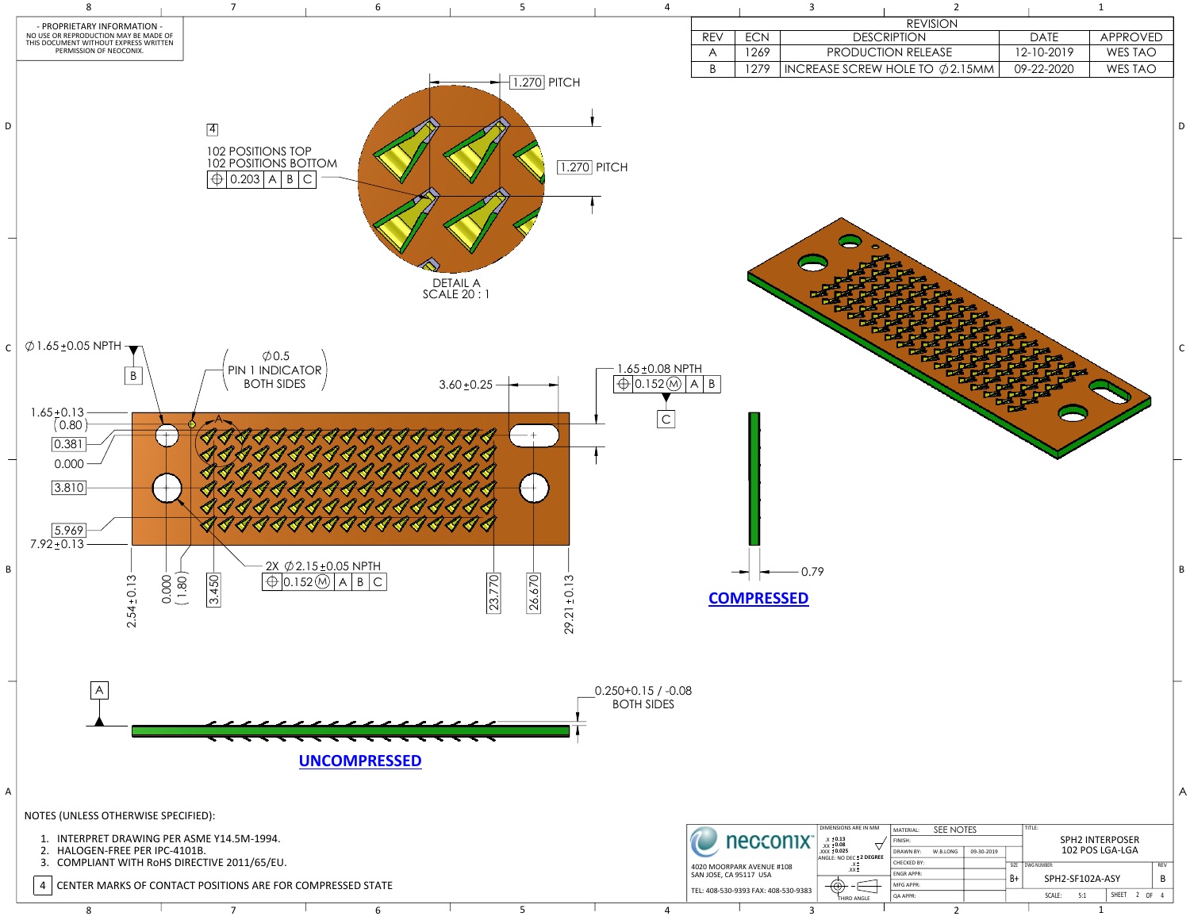- PROPRIETARY INFORMATION -
NO USE OR REPRODUCTION MAY BE MADE OF THIS DOCUMENT WITHOUT EXPRESS WRITTEN PERMISSION OF NEOCONIX.

| REVISION | | | | |
|---|---|---|---|---|
| REV | ECN | DESCRIPTION | DATE | APPROVED |
| A | 1269 | PRODUCTION RELEASE | 12-10-2019 | WES TAO |
| B | 1279 | INCREASE SCREW HOLE TO ∅2.15MM | 09-22-2020 | WES TAO |

4
102 POSITIONS TOP
102 POSITIONS BOTTOM
⌖ 0.203 | A | B | C

1.270 PITCH

1.270 PITCH

DETAIL A
SCALE 20 : 1

∅1.65±0.05 NPTH

B

∅0.5
PIN 1 INDICATOR
BOTH SIDES

3.60±0.25

1.65±0.08 NPTH
⌖ 0.152 Ⓜ | A | B

C

1.65±0.13
(0.80)
0.381
0.000
3.810
5.969
7.92±0.13

2X ∅2.15±0.05 NPTH
⌖ 0.152 Ⓜ | A | B | C

2.54±0.13
0.000
(1.80)
3.450
23.770
26.670
29.21±0.13

0.79

**COMPRESSED**

A

0.250+0.15 / -0.08
BOTH SIDES

**UNCOMPRESSED**

NOTES (UNLESS OTHERWISE SPECIFIED):

1. INTERPRET DRAWING PER ASME Y14.5M-1994.
2. HALOGEN-FREE PER IPC-4101B.
3. COMPLIANT WITH RoHS DIRECTIVE 2011/65/EU.
4. CENTER MARKS OF CONTACT POSITIONS ARE FOR COMPRESSED STATE

neoconix
4020 MOORPARK AVENUE #108
SAN JOSE, CA 95117 USA
TEL: 408-530-9393 FAX: 408-530-9383

DIMENSIONS ARE IN MM
.X ±0.13
.XX ±0.08
.XXX ±0.025
ANGLE: NO DEC ±2 DEGREE
THIRD ANGLE

| MATERIAL: | SEE NOTES | |
|---|---|---|
| FINISH: | | |
| DRAWN BY: | W.B.LONG | 09-30-2019 |
| CHECKED BY: | | |
| ENGR APPR: | | |
| MFG APPR: | | |
| QA APPR: | | |

TITLE: SPH2 INTERPOSER 102 POS LGA-LGA

SIZE: B+ | DWG NUMBER: SPH2-SF102A-ASY | REV: B

SCALE: 5:1 | SHEET 2 OF 4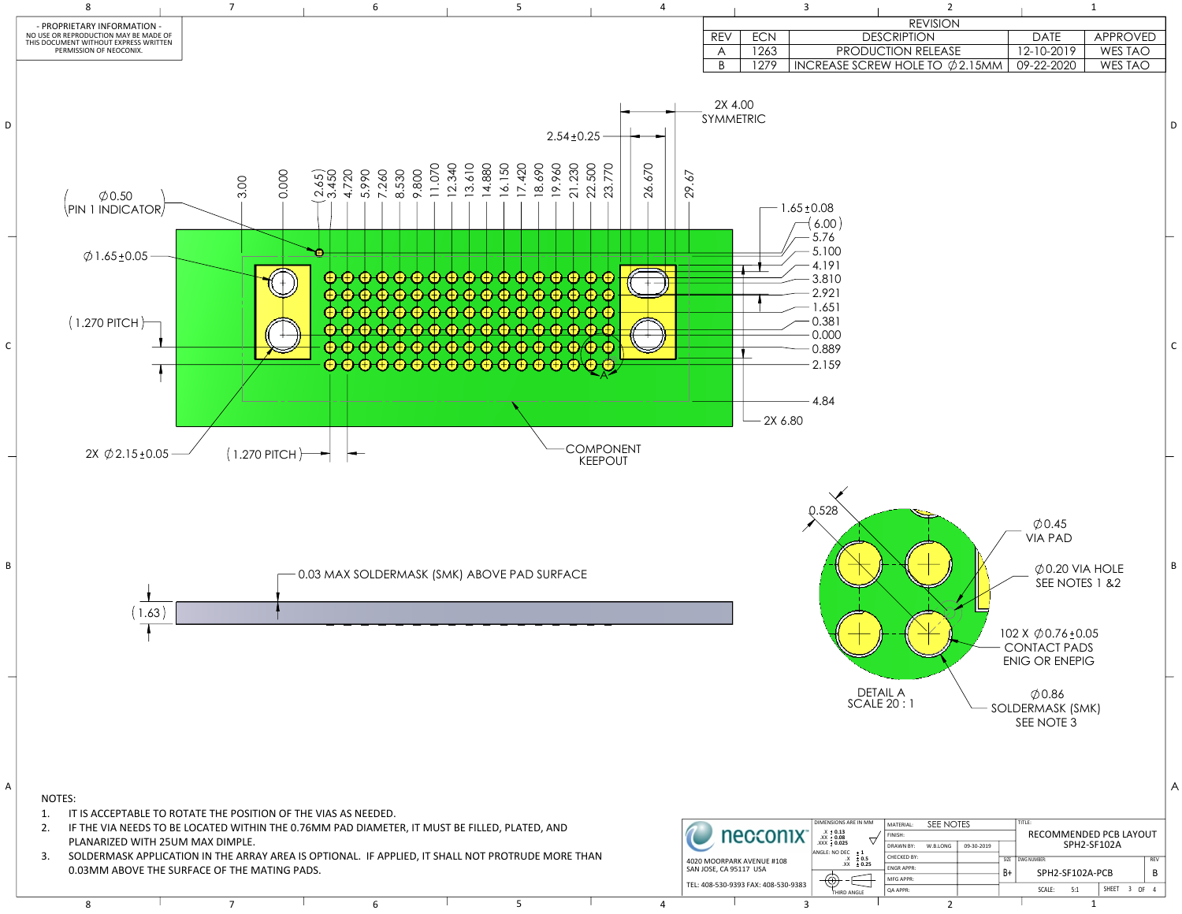- PROPRIETARY INFORMATION -
NO USE OR REPRODUCTION MAY BE MADE OF THIS DOCUMENT WITHOUT EXPRESS WRITTEN PERMISSION OF NEOCONIX.

| REVISION | | | | |
|---|---|---|---|---|
| REV | ECN | DESCRIPTION | DATE | APPROVED |
| A | 1263 | PRODUCTION RELEASE | 12-10-2019 | WES TAO |
| B | 1279 | INCREASE SCREW HOLE TO ∅2.15MM | 09-22-2020 | WES TAO |

2X 4.00 SYMMETRIC

2.54±0.25

3.00 0.000 (2.65) 3.450 4.720 5.990 7.260 8.530 9.800 11.070 12.340 13.610 14.880 16.150 17.420 18.690 19.960 21.230 22.500 23.770 26.670 29.67

(∅0.50 PIN 1 INDICATOR)

∅1.65±0.05

(1.270 PITCH)

2X ∅2.15±0.05

(1.270 PITCH)

1.65±0.08
(6.00)
5.76
5.100
4.191
3.810
2.921
1.651
0.381
0.000
0.889
2.159
4.84
2X 6.80

COMPONENT KEEPOUT

A

0.03 MAX SOLDERMASK (SMK) ABOVE PAD SURFACE

(1.63)

0.528

∅0.45 VIA PAD

∅0.20 VIA HOLE SEE NOTES 1 &2

102 X ∅0.76±0.05 CONTACT PADS ENIG OR ENEPIG

∅0.86 SOLDERMASK (SMK) SEE NOTE 3

DETAIL A
SCALE 20 : 1

NOTES:

1. IT IS ACCEPTABLE TO ROTATE THE POSITION OF THE VIAS AS NEEDED.
2. IF THE VIA NEEDS TO BE LOCATED WITHIN THE 0.76MM PAD DIAMETER, IT MUST BE FILLED, PLATED, AND PLANARIZED WITH 25UM MAX DIMPLE.
3. SOLDERMASK APPLICATION IN THE ARRAY AREA IS OPTIONAL. IF APPLIED, IT SHALL NOT PROTRUDE MORE THAN 0.03MM ABOVE THE SURFACE OF THE MATING PADS.

neoconix
4020 MOORPARK AVENUE #108
SAN JOSE, CA 95117 USA
TEL: 408-530-9393 FAX: 408-530-9383

DIMENSIONS ARE IN MM
.X ± 0.13
.XX ± 0.08
.XXX ± 0.025
ANGLE: NO DEC ± 1
.X ± 0.5
.XX ± 0.25
THIRD ANGLE

| | | |
|---|---|---|
| MATERIAL: | SEE NOTES | |
| FINISH: | | |
| DRAWN BY: | W.B.LONG | 09-30-2019 |
| CHECKED BY: | | |
| ENGR APPR: | | |
| MFG APPR: | | |
| QA APPR: | | |

TITLE: RECOMMENDED PCB LAYOUT SPH2-SF102A

SIZE: B+ DWG NUMBER: SPH2-SF102A-PCB REV: B

SCALE: 5:1 SHEET 3 OF 4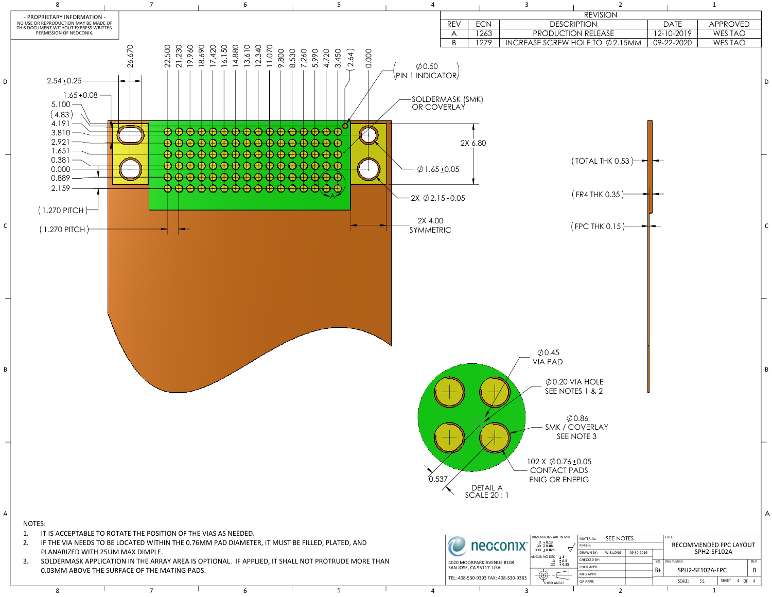- PROPRIETARY INFORMATION -
NO USE OR REPRODUCTION MAY BE MADE OF THIS DOCUMENT WITHOUT EXPRESS WRITTEN PERMISSION OF NEOCONIX.

| REVISION | | | | |
|---|---|---|---|---|
| REV | ECN | DESCRIPTION | DATE | APPROVED |
| A | 1263 | PRODUCTION RELEASE | 12-10-2019 | WES TAO |
| B | 1279 | INCREASE SCREW HOLE TO ∅2.15MM | 09-22-2020 | WES TAO |

26.670
22.500
21.230
19.960
18.690
17.420
16.150
14.880
13.610
12.340
11.070
9.800
8.530
7.260
5.990
4.720
3.450
(2.64)
0.000

2.54±0.25
1.65±0.08
5.100
(4.83)
4.191
3.810
2.921
1.651
0.381
0.000
0.889
2.159
(1.270 PITCH)
(1.270 PITCH)

∅0.50
(PIN 1 INDICATOR)

SOLDERMASK (SMK)
OR COVERLAY

2X 6.80

∅1.65±0.05

2X ∅2.15±0.05

2X 4.00
SYMMETRIC

A

(TOTAL THK 0.53)
(FR4 THK 0.35)
(FPC THK 0.15)

∅0.45
VIA PAD

∅0.20 VIA HOLE
SEE NOTES 1 & 2

∅0.86
SMK / COVERLAY
SEE NOTE 3

102 X ∅0.76±0.05
CONTACT PADS
ENIG OR ENEPIG

0.537

DETAIL A
SCALE 20 : 1

NOTES:

1. IT IS ACCEPTABLE TO ROTATE THE POSITION OF THE VIAS AS NEEDED.
2. IF THE VIA NEEDS TO BE LOCATED WITHIN THE 0.76MM PAD DIAMETER, IT MUST BE FILLED, PLATED, AND PLANARIZED WITH 25UM MAX DIMPLE.
3. SOLDERMASK APPLICATION IN THE ARRAY AREA IS OPTIONAL. IF APPLIED, IT SHALL NOT PROTRUDE MORE THAN 0.03MM ABOVE THE SURFACE OF THE MATING PADS.

neoconix™
4020 MOORPARK AVENUE #108
SAN JOSE, CA 95117 USA
TEL: 408-530-9393 FAX: 408-530-9383

DIMENSIONS ARE IN MM
.X ± 0.13
.XX ± 0.08
.XXX ± 0.025
ANGLE: NO DEC ± 1
.X ± 0.5
.XX ± 0.25
THIRD ANGLE

MATERIAL: SEE NOTES
FINISH:
DRAWN BY: W.B.LONG 09-30-2019
CHECKED BY:
ENGR APPR:
MFG APPR:
QA APPR:

TITLE: RECOMMENDED FPC LAYOUT SPH2-SF102A
SIZE: B+
DWG NUMBER: SPH2-SF102A-FPC
REV: B
SCALE: 5:1
SHEET 4 OF 4